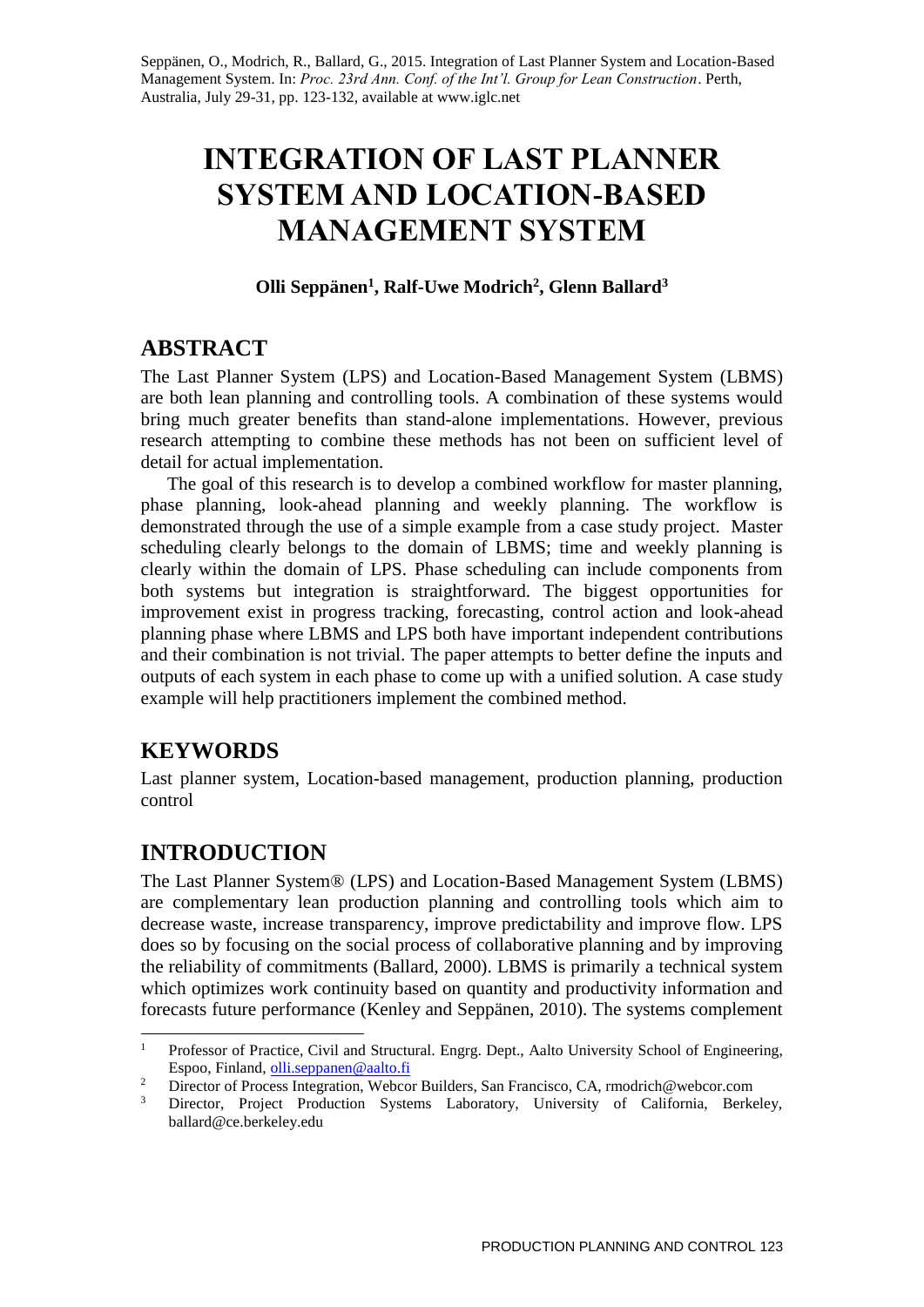Seppänen, O., Modrich, R., Ballard, G., 2015. Integration of Last Planner System and Location-Based Management System. In: *Proc. 23rd Ann. Conf. of the Int'l. Group for Lean Construction*. Perth, Australia, July 29-31, pp. 123-132, available at www.iglc.net

# INTEGRATION OF LAST PLANNER SYSTEM AND LOCATION-BASED MANAGEMENT SYSTEM

**Olli Seppänen[1], Ralf-Uwe Modrich[2], Glenn Ballard[3]**

## ABSTRACT

The Last Planner System (LPS) and Location-Based Management System (LBMS) are both lean planning and controlling tools. A combination of these systems would bring much greater benefits than stand-alone implementations. However, previous research attempting to combine these methods has not been on sufficient level of detail for actual implementation.

The goal of this research is to develop a combined workflow for master planning, phase planning, look-ahead planning and weekly planning. The workflow is demonstrated through the use of a simple example from a case study project. Master scheduling clearly belongs to the domain of LBMS; time and weekly planning is clearly within the domain of LPS. Phase scheduling can include components from both systems but integration is straightforward. The biggest opportunities for improvement exist in progress tracking, forecasting, control action and look-ahead planning phase where LBMS and LPS both have important independent contributions and their combination is not trivial. The paper attempts to better define the inputs and outputs of each system in each phase to come up with a unified solution. A case study example will help practitioners implement the combined method.

## KEYWORDS

Last planner system, Location-based management, production planning, production control

## INTRODUCTION

The Last Planner System® (LPS) and Location-Based Management System (LBMS) are complementary lean production planning and controlling tools which aim to decrease waste, increase transparency, improve predictability and improve flow. LPS does so by focusing on the social process of collaborative planning and by improving the reliability of commitments (Ballard, 2000). LBMS is primarily a technical system which optimizes work continuity based on quantity and productivity information and forecasts future performance (Kenley and Seppänen, 2010). The systems complement

---

[1] Professor of Practice, Civil and Structural. Engrg. Dept., Aalto University School of Engineering, Espoo, Finland, olli.seppanen@aalto.fi

[2] Director of Process Integration, Webcor Builders, San Francisco, CA, rmodrich@webcor.com

[3] Director, Project Production Systems Laboratory, University of California, Berkeley, ballard@ce.berkeley.edu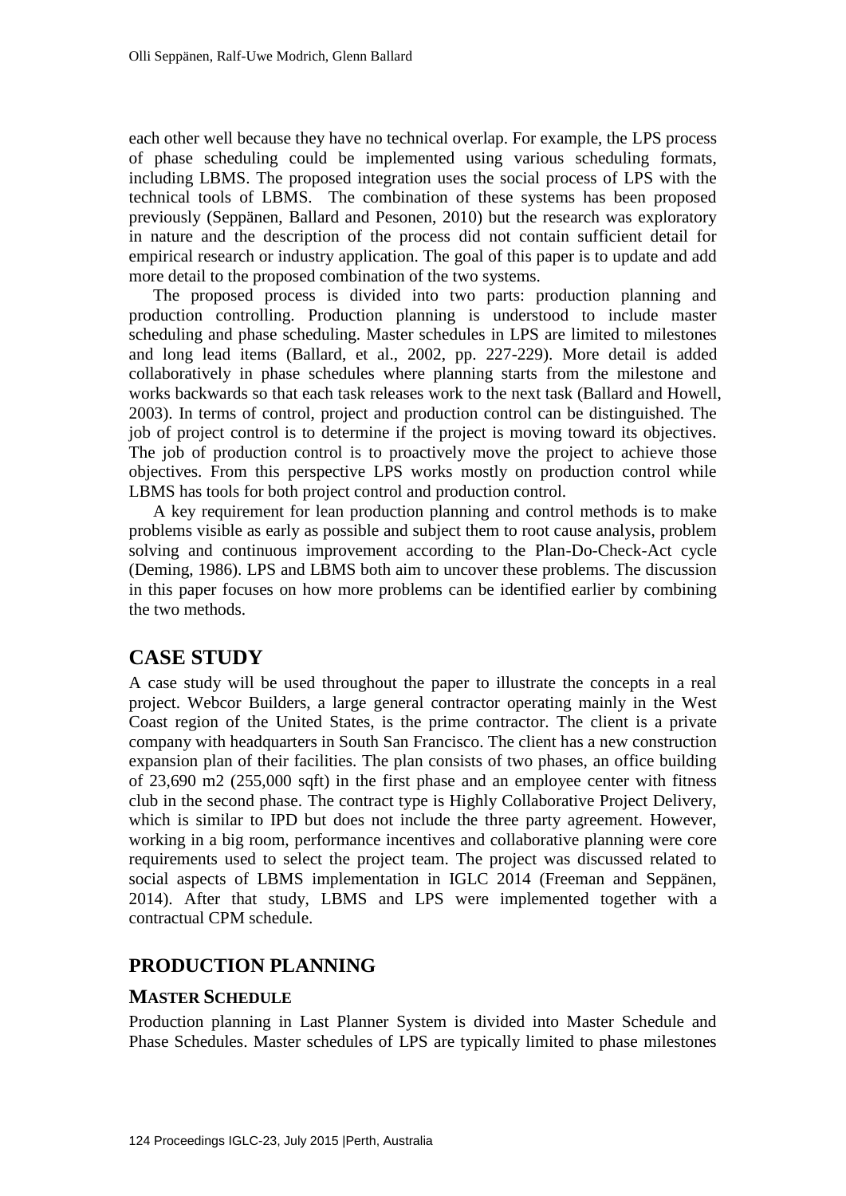each other well because they have no technical overlap. For example, the LPS process of phase scheduling could be implemented using various scheduling formats, including LBMS. The proposed integration uses the social process of LPS with the technical tools of LBMS. The combination of these systems has been proposed previously (Seppänen, Ballard and Pesonen, 2010) but the research was exploratory in nature and the description of the process did not contain sufficient detail for empirical research or industry application. The goal of this paper is to update and add more detail to the proposed combination of the two systems.

The proposed process is divided into two parts: production planning and production controlling. Production planning is understood to include master scheduling and phase scheduling. Master schedules in LPS are limited to milestones and long lead items (Ballard, et al., 2002, pp. 227-229). More detail is added collaboratively in phase schedules where planning starts from the milestone and works backwards so that each task releases work to the next task (Ballard and Howell, 2003). In terms of control, project and production control can be distinguished. The job of project control is to determine if the project is moving toward its objectives. The job of production control is to proactively move the project to achieve those objectives. From this perspective LPS works mostly on production control while LBMS has tools for both project control and production control.

A key requirement for lean production planning and control methods is to make problems visible as early as possible and subject them to root cause analysis, problem solving and continuous improvement according to the Plan-Do-Check-Act cycle (Deming, 1986). LPS and LBMS both aim to uncover these problems. The discussion in this paper focuses on how more problems can be identified earlier by combining the two methods.

## CASE STUDY

A case study will be used throughout the paper to illustrate the concepts in a real project. Webcor Builders, a large general contractor operating mainly in the West Coast region of the United States, is the prime contractor. The client is a private company with headquarters in South San Francisco. The client has a new construction expansion plan of their facilities. The plan consists of two phases, an office building of 23,690 m2 (255,000 sqft) in the first phase and an employee center with fitness club in the second phase. The contract type is Highly Collaborative Project Delivery, which is similar to IPD but does not include the three party agreement. However, working in a big room, performance incentives and collaborative planning were core requirements used to select the project team. The project was discussed related to social aspects of LBMS implementation in IGLC 2014 (Freeman and Seppänen, 2014). After that study, LBMS and LPS were implemented together with a contractual CPM schedule.

## PRODUCTION PLANNING

### MASTER SCHEDULE

Production planning in Last Planner System is divided into Master Schedule and Phase Schedules. Master schedules of LPS are typically limited to phase milestones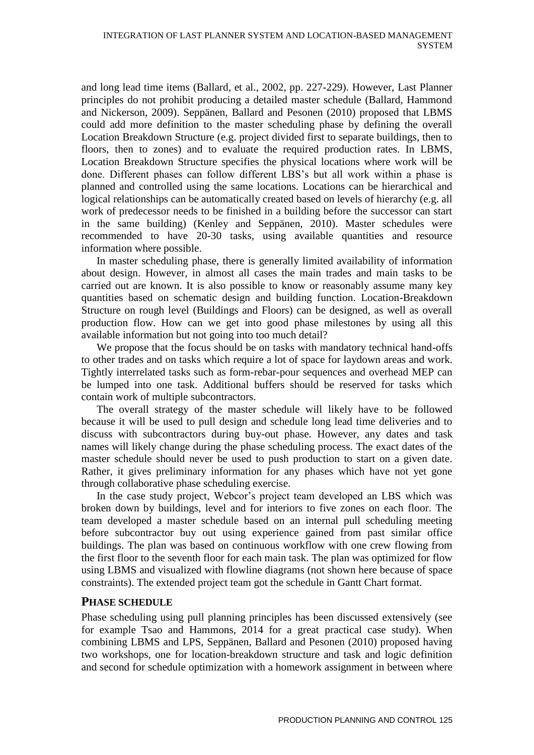and long lead time items (Ballard, et al., 2002, pp. 227-229). However, Last Planner principles do not prohibit producing a detailed master schedule (Ballard, Hammond and Nickerson, 2009). Seppänen, Ballard and Pesonen (2010) proposed that LBMS could add more definition to the master scheduling phase by defining the overall Location Breakdown Structure (e.g. project divided first to separate buildings, then to floors, then to zones) and to evaluate the required production rates. In LBMS, Location Breakdown Structure specifies the physical locations where work will be done. Different phases can follow different LBS's but all work within a phase is planned and controlled using the same locations. Locations can be hierarchical and logical relationships can be automatically created based on levels of hierarchy (e.g. all work of predecessor needs to be finished in a building before the successor can start in the same building) (Kenley and Seppänen, 2010). Master schedules were recommended to have 20-30 tasks, using available quantities and resource information where possible.

In master scheduling phase, there is generally limited availability of information about design. However, in almost all cases the main trades and main tasks to be carried out are known. It is also possible to know or reasonably assume many key quantities based on schematic design and building function. Location-Breakdown Structure on rough level (Buildings and Floors) can be designed, as well as overall production flow. How can we get into good phase milestones by using all this available information but not going into too much detail?

We propose that the focus should be on tasks with mandatory technical hand-offs to other trades and on tasks which require a lot of space for laydown areas and work. Tightly interrelated tasks such as form-rebar-pour sequences and overhead MEP can be lumped into one task. Additional buffers should be reserved for tasks which contain work of multiple subcontractors.

The overall strategy of the master schedule will likely have to be followed because it will be used to pull design and schedule long lead time deliveries and to discuss with subcontractors during buy-out phase. However, any dates and task names will likely change during the phase scheduling process. The exact dates of the master schedule should never be used to push production to start on a given date. Rather, it gives preliminary information for any phases which have not yet gone through collaborative phase scheduling exercise.

In the case study project, Webcor's project team developed an LBS which was broken down by buildings, level and for interiors to five zones on each floor. The team developed a master schedule based on an internal pull scheduling meeting before subcontractor buy out using experience gained from past similar office buildings. The plan was based on continuous workflow with one crew flowing from the first floor to the seventh floor for each main task. The plan was optimized for flow using LBMS and visualized with flowline diagrams (not shown here because of space constraints). The extended project team got the schedule in Gantt Chart format.

## PHASE SCHEDULE

Phase scheduling using pull planning principles has been discussed extensively (see for example Tsao and Hammons, 2014 for a great practical case study). When combining LBMS and LPS, Seppänen, Ballard and Pesonen (2010) proposed having two workshops, one for location-breakdown structure and task and logic definition and second for schedule optimization with a homework assignment in between where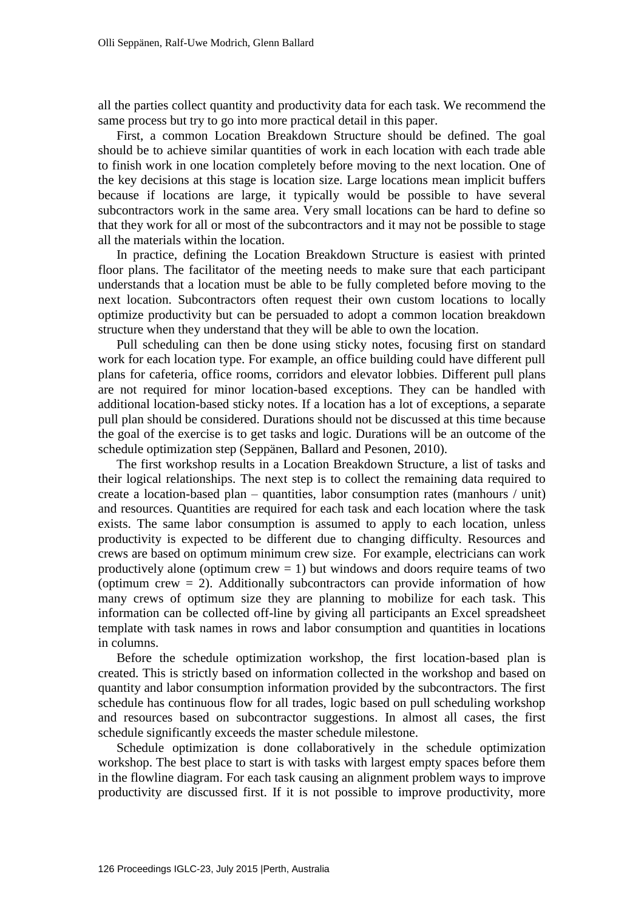all the parties collect quantity and productivity data for each task. We recommend the same process but try to go into more practical detail in this paper.

First, a common Location Breakdown Structure should be defined. The goal should be to achieve similar quantities of work in each location with each trade able to finish work in one location completely before moving to the next location. One of the key decisions at this stage is location size. Large locations mean implicit buffers because if locations are large, it typically would be possible to have several subcontractors work in the same area. Very small locations can be hard to define so that they work for all or most of the subcontractors and it may not be possible to stage all the materials within the location.

In practice, defining the Location Breakdown Structure is easiest with printed floor plans. The facilitator of the meeting needs to make sure that each participant understands that a location must be able to be fully completed before moving to the next location. Subcontractors often request their own custom locations to locally optimize productivity but can be persuaded to adopt a common location breakdown structure when they understand that they will be able to own the location.

Pull scheduling can then be done using sticky notes, focusing first on standard work for each location type. For example, an office building could have different pull plans for cafeteria, office rooms, corridors and elevator lobbies. Different pull plans are not required for minor location-based exceptions. They can be handled with additional location-based sticky notes. If a location has a lot of exceptions, a separate pull plan should be considered. Durations should not be discussed at this time because the goal of the exercise is to get tasks and logic. Durations will be an outcome of the schedule optimization step (Seppänen, Ballard and Pesonen, 2010).

The first workshop results in a Location Breakdown Structure, a list of tasks and their logical relationships. The next step is to collect the remaining data required to create a location-based plan – quantities, labor consumption rates (manhours / unit) and resources. Quantities are required for each task and each location where the task exists. The same labor consumption is assumed to apply to each location, unless productivity is expected to be different due to changing difficulty. Resources and crews are based on optimum minimum crew size. For example, electricians can work productively alone (optimum crew = 1) but windows and doors require teams of two (optimum crew = 2). Additionally subcontractors can provide information of how many crews of optimum size they are planning to mobilize for each task. This information can be collected off-line by giving all participants an Excel spreadsheet template with task names in rows and labor consumption and quantities in locations in columns.

Before the schedule optimization workshop, the first location-based plan is created. This is strictly based on information collected in the workshop and based on quantity and labor consumption information provided by the subcontractors. The first schedule has continuous flow for all trades, logic based on pull scheduling workshop and resources based on subcontractor suggestions. In almost all cases, the first schedule significantly exceeds the master schedule milestone.

Schedule optimization is done collaboratively in the schedule optimization workshop. The best place to start is with tasks with largest empty spaces before them in the flowline diagram. For each task causing an alignment problem ways to improve productivity are discussed first. If it is not possible to improve productivity, more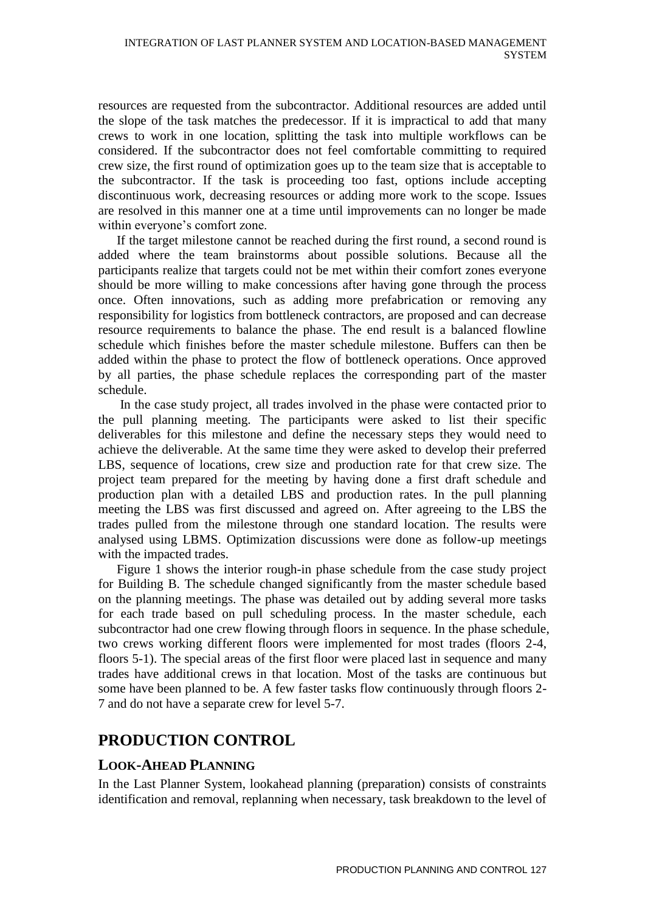resources are requested from the subcontractor. Additional resources are added until the slope of the task matches the predecessor. If it is impractical to add that many crews to work in one location, splitting the task into multiple workflows can be considered. If the subcontractor does not feel comfortable committing to required crew size, the first round of optimization goes up to the team size that is acceptable to the subcontractor. If the task is proceeding too fast, options include accepting discontinuous work, decreasing resources or adding more work to the scope. Issues are resolved in this manner one at a time until improvements can no longer be made within everyone's comfort zone.

If the target milestone cannot be reached during the first round, a second round is added where the team brainstorms about possible solutions. Because all the participants realize that targets could not be met within their comfort zones everyone should be more willing to make concessions after having gone through the process once. Often innovations, such as adding more prefabrication or removing any responsibility for logistics from bottleneck contractors, are proposed and can decrease resource requirements to balance the phase. The end result is a balanced flowline schedule which finishes before the master schedule milestone. Buffers can then be added within the phase to protect the flow of bottleneck operations. Once approved by all parties, the phase schedule replaces the corresponding part of the master schedule.

In the case study project, all trades involved in the phase were contacted prior to the pull planning meeting. The participants were asked to list their specific deliverables for this milestone and define the necessary steps they would need to achieve the deliverable. At the same time they were asked to develop their preferred LBS, sequence of locations, crew size and production rate for that crew size. The project team prepared for the meeting by having done a first draft schedule and production plan with a detailed LBS and production rates. In the pull planning meeting the LBS was first discussed and agreed on. After agreeing to the LBS the trades pulled from the milestone through one standard location. The results were analysed using LBMS. Optimization discussions were done as follow-up meetings with the impacted trades.

Figure 1 shows the interior rough-in phase schedule from the case study project for Building B. The schedule changed significantly from the master schedule based on the planning meetings. The phase was detailed out by adding several more tasks for each trade based on pull scheduling process. In the master schedule, each subcontractor had one crew flowing through floors in sequence. In the phase schedule, two crews working different floors were implemented for most trades (floors 2-4, floors 5-1). The special areas of the first floor were placed last in sequence and many trades have additional crews in that location. Most of the tasks are continuous but some have been planned to be. A few faster tasks flow continuously through floors 2-7 and do not have a separate crew for level 5-7.

## PRODUCTION CONTROL

### LOOK-AHEAD PLANNING

In the Last Planner System, lookahead planning (preparation) consists of constraints identification and removal, replanning when necessary, task breakdown to the level of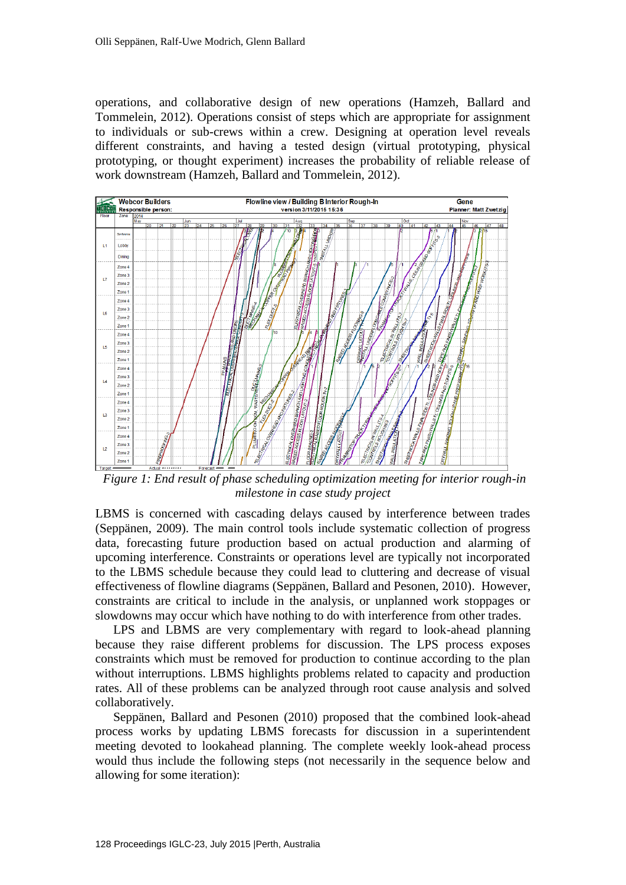operations, and collaborative design of new operations (Hamzeh, Ballard and Tommelein, 2012). Operations consist of steps which are appropriate for assignment to individuals or sub-crews within a crew. Designing at operation level reveals different constraints, and having a tested design (virtual prototyping, physical prototyping, or thought experiment) increases the probability of reliable release of work downstream (Hamzeh, Ballard and Tommelein, 2012).

*Figure 1: End result of phase scheduling optimization meeting for interior rough-in milestone in case study project*

LBMS is concerned with cascading delays caused by interference between trades (Seppänen, 2009). The main control tools include systematic collection of progress data, forecasting future production based on actual production and alarming of upcoming interference. Constraints or operations level are typically not incorporated to the LBMS schedule because they could lead to cluttering and decrease of visual effectiveness of flowline diagrams (Seppänen, Ballard and Pesonen, 2010). However, constraints are critical to include in the analysis, or unplanned work stoppages or slowdowns may occur which have nothing to do with interference from other trades.

LPS and LBMS are very complementary with regard to look-ahead planning because they raise different problems for discussion. The LPS process exposes constraints which must be removed for production to continue according to the plan without interruptions. LBMS highlights problems related to capacity and production rates. All of these problems can be analyzed through root cause analysis and solved collaboratively.

Seppänen, Ballard and Pesonen (2010) proposed that the combined look-ahead process works by updating LBMS forecasts for discussion in a superintendent meeting devoted to lookahead planning. The complete weekly look-ahead process would thus include the following steps (not necessarily in the sequence below and allowing for some iteration):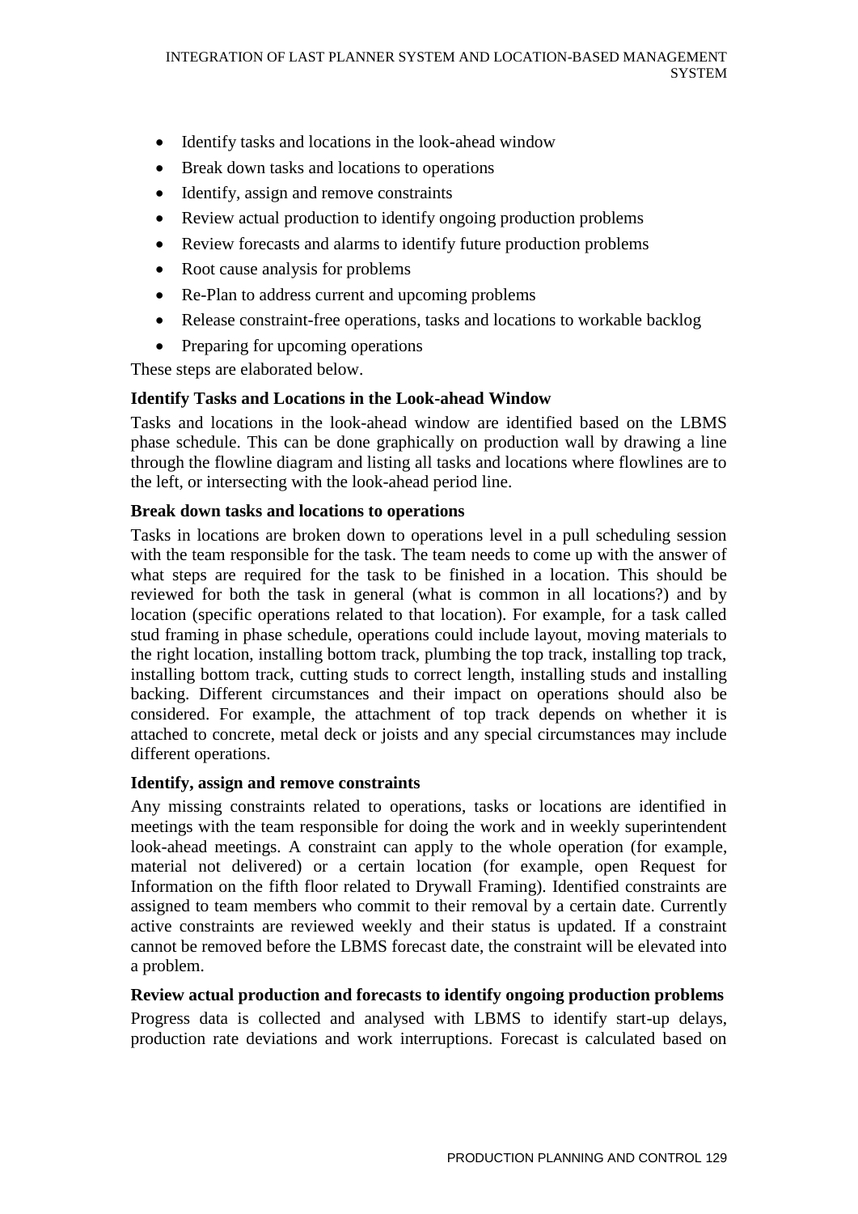- Identify tasks and locations in the look-ahead window
- Break down tasks and locations to operations
- Identify, assign and remove constraints
- Review actual production to identify ongoing production problems
- Review forecasts and alarms to identify future production problems
- Root cause analysis for problems
- Re-Plan to address current and upcoming problems
- Release constraint-free operations, tasks and locations to workable backlog
- Preparing for upcoming operations

These steps are elaborated below.

**Identify Tasks and Locations in the Look-ahead Window**

Tasks and locations in the look-ahead window are identified based on the LBMS phase schedule. This can be done graphically on production wall by drawing a line through the flowline diagram and listing all tasks and locations where flowlines are to the left, or intersecting with the look-ahead period line.

**Break down tasks and locations to operations**

Tasks in locations are broken down to operations level in a pull scheduling session with the team responsible for the task. The team needs to come up with the answer of what steps are required for the task to be finished in a location. This should be reviewed for both the task in general (what is common in all locations?) and by location (specific operations related to that location). For example, for a task called stud framing in phase schedule, operations could include layout, moving materials to the right location, installing bottom track, plumbing the top track, installing top track, installing bottom track, cutting studs to correct length, installing studs and installing backing. Different circumstances and their impact on operations should also be considered. For example, the attachment of top track depends on whether it is attached to concrete, metal deck or joists and any special circumstances may include different operations.

**Identify, assign and remove constraints**

Any missing constraints related to operations, tasks or locations are identified in meetings with the team responsible for doing the work and in weekly superintendent look-ahead meetings. A constraint can apply to the whole operation (for example, material not delivered) or a certain location (for example, open Request for Information on the fifth floor related to Drywall Framing). Identified constraints are assigned to team members who commit to their removal by a certain date. Currently active constraints are reviewed weekly and their status is updated. If a constraint cannot be removed before the LBMS forecast date, the constraint will be elevated into a problem.

**Review actual production and forecasts to identify ongoing production problems**

Progress data is collected and analysed with LBMS to identify start-up delays, production rate deviations and work interruptions. Forecast is calculated based on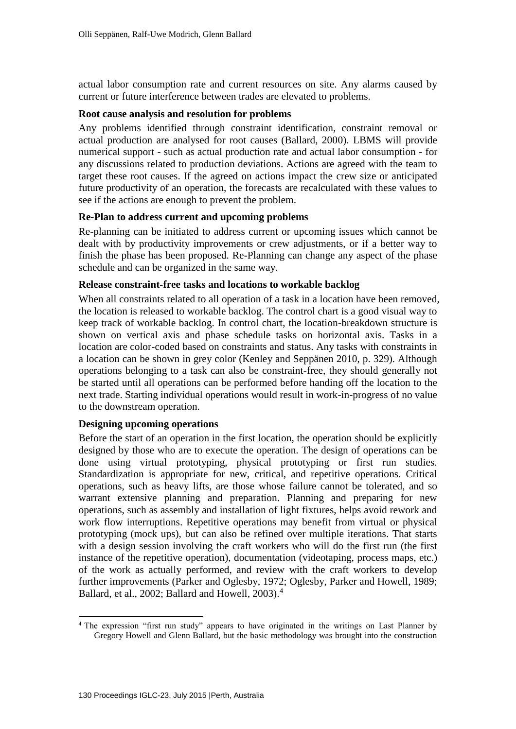actual labor consumption rate and current resources on site. Any alarms caused by current or future interference between trades are elevated to problems.

### Root cause analysis and resolution for problems

Any problems identified through constraint identification, constraint removal or actual production are analysed for root causes (Ballard, 2000). LBMS will provide numerical support - such as actual production rate and actual labor consumption - for any discussions related to production deviations. Actions are agreed with the team to target these root causes. If the agreed on actions impact the crew size or anticipated future productivity of an operation, the forecasts are recalculated with these values to see if the actions are enough to prevent the problem.

### Re-Plan to address current and upcoming problems

Re-planning can be initiated to address current or upcoming issues which cannot be dealt with by productivity improvements or crew adjustments, or if a better way to finish the phase has been proposed. Re-Planning can change any aspect of the phase schedule and can be organized in the same way.

### Release constraint-free tasks and locations to workable backlog

When all constraints related to all operation of a task in a location have been removed, the location is released to workable backlog. The control chart is a good visual way to keep track of workable backlog. In control chart, the location-breakdown structure is shown on vertical axis and phase schedule tasks on horizontal axis. Tasks in a location are color-coded based on constraints and status. Any tasks with constraints in a location can be shown in grey color (Kenley and Seppänen 2010, p. 329). Although operations belonging to a task can also be constraint-free, they should generally not be started until all operations can be performed before handing off the location to the next trade. Starting individual operations would result in work-in-progress of no value to the downstream operation.

### Designing upcoming operations

Before the start of an operation in the first location, the operation should be explicitly designed by those who are to execute the operation. The design of operations can be done using virtual prototyping, physical prototyping or first run studies. Standardization is appropriate for new, critical, and repetitive operations. Critical operations, such as heavy lifts, are those whose failure cannot be tolerated, and so warrant extensive planning and preparation. Planning and preparing for new operations, such as assembly and installation of light fixtures, helps avoid rework and work flow interruptions. Repetitive operations may benefit from virtual or physical prototyping (mock ups), but can also be refined over multiple iterations. That starts with a design session involving the craft workers who will do the first run (the first instance of the repetitive operation), documentation (videotaping, process maps, etc.) of the work as actually performed, and review with the craft workers to develop further improvements (Parker and Oglesby, 1972; Oglesby, Parker and Howell, 1989; Ballard, et al., 2002; Ballard and Howell, 2003).[4]

[4] The expression "first run study" appears to have originated in the writings on Last Planner by Gregory Howell and Glenn Ballard, but the basic methodology was brought into the construction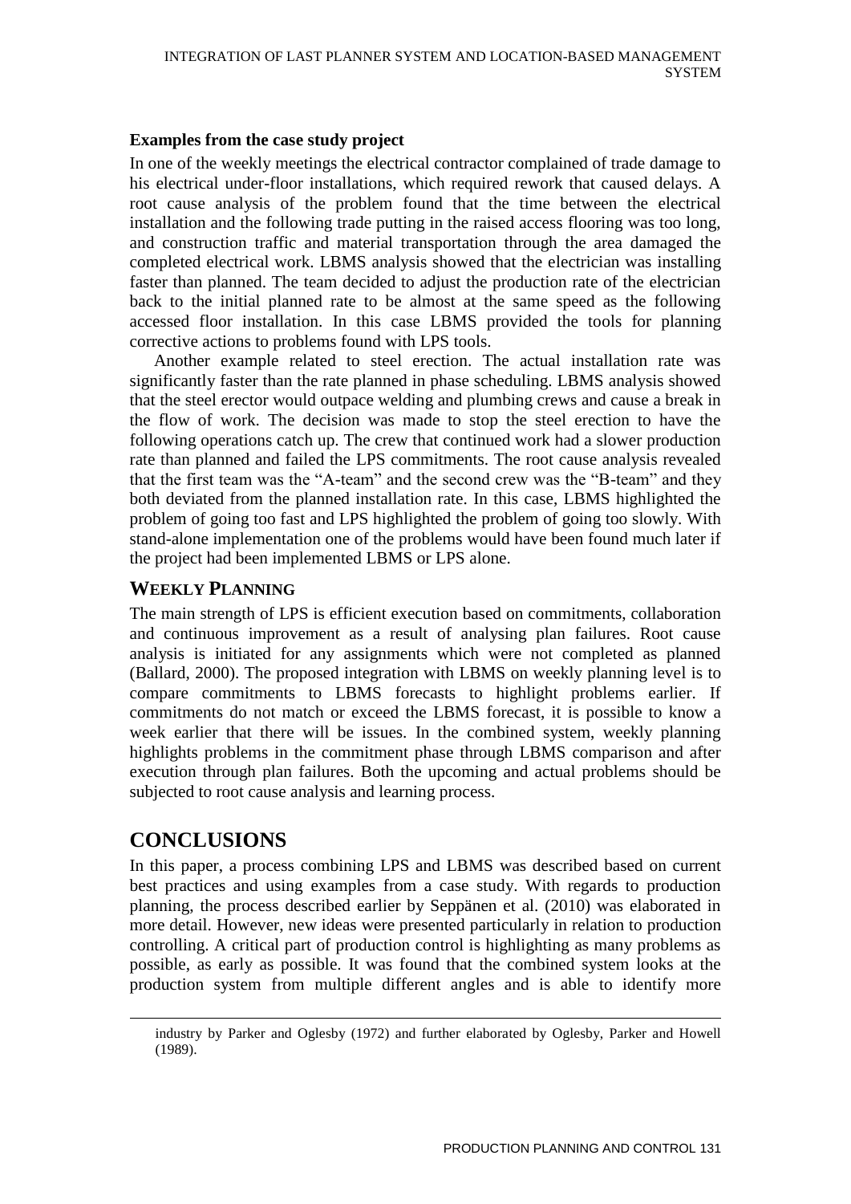**Examples from the case study project**

In one of the weekly meetings the electrical contractor complained of trade damage to his electrical under-floor installations, which required rework that caused delays. A root cause analysis of the problem found that the time between the electrical installation and the following trade putting in the raised access flooring was too long, and construction traffic and material transportation through the area damaged the completed electrical work. LBMS analysis showed that the electrician was installing faster than planned. The team decided to adjust the production rate of the electrician back to the initial planned rate to be almost at the same speed as the following accessed floor installation. In this case LBMS provided the tools for planning corrective actions to problems found with LPS tools.

Another example related to steel erection. The actual installation rate was significantly faster than the rate planned in phase scheduling. LBMS analysis showed that the steel erector would outpace welding and plumbing crews and cause a break in the flow of work. The decision was made to stop the steel erection to have the following operations catch up. The crew that continued work had a slower production rate than planned and failed the LPS commitments. The root cause analysis revealed that the first team was the "A-team" and the second crew was the "B-team" and they both deviated from the planned installation rate. In this case, LBMS highlighted the problem of going too fast and LPS highlighted the problem of going too slowly. With stand-alone implementation one of the problems would have been found much later if the project had been implemented LBMS or LPS alone.

## WEEKLY PLANNING

The main strength of LPS is efficient execution based on commitments, collaboration and continuous improvement as a result of analysing plan failures. Root cause analysis is initiated for any assignments which were not completed as planned (Ballard, 2000). The proposed integration with LBMS on weekly planning level is to compare commitments to LBMS forecasts to highlight problems earlier. If commitments do not match or exceed the LBMS forecast, it is possible to know a week earlier that there will be issues. In the combined system, weekly planning highlights problems in the commitment phase through LBMS comparison and after execution through plan failures. Both the upcoming and actual problems should be subjected to root cause analysis and learning process.

# CONCLUSIONS

In this paper, a process combining LPS and LBMS was described based on current best practices and using examples from a case study. With regards to production planning, the process described earlier by Seppänen et al. (2010) was elaborated in more detail. However, new ideas were presented particularly in relation to production controlling. A critical part of production control is highlighting as many problems as possible, as early as possible. It was found that the combined system looks at the production system from multiple different angles and is able to identify more

---

industry by Parker and Oglesby (1972) and further elaborated by Oglesby, Parker and Howell (1989).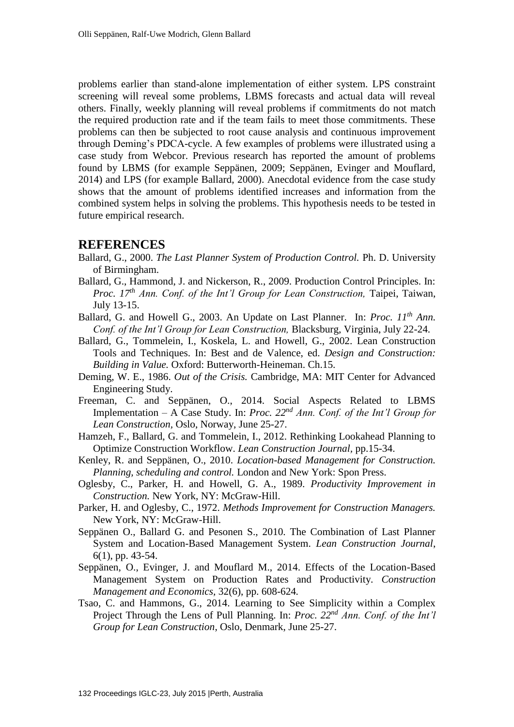problems earlier than stand-alone implementation of either system. LPS constraint screening will reveal some problems, LBMS forecasts and actual data will reveal others. Finally, weekly planning will reveal problems if commitments do not match the required production rate and if the team fails to meet those commitments. These problems can then be subjected to root cause analysis and continuous improvement through Deming's PDCA-cycle. A few examples of problems were illustrated using a case study from Webcor. Previous research has reported the amount of problems found by LBMS (for example Seppänen, 2009; Seppänen, Evinger and Mouflard, 2014) and LPS (for example Ballard, 2000). Anecdotal evidence from the case study shows that the amount of problems identified increases and information from the combined system helps in solving the problems. This hypothesis needs to be tested in future empirical research.

## REFERENCES

Ballard, G., 2000. *The Last Planner System of Production Control.* Ph. D. University of Birmingham.

Ballard, G., Hammond, J. and Nickerson, R., 2009. Production Control Principles. In: *Proc. 17th Ann. Conf. of the Int'l Group for Lean Construction,* Taipei, Taiwan, July 13-15.

Ballard, G. and Howell G., 2003. An Update on Last Planner. In: *Proc. 11th Ann. Conf. of the Int'l Group for Lean Construction,* Blacksburg, Virginia, July 22-24.

Ballard, G., Tommelein, I., Koskela, L. and Howell, G., 2002. Lean Construction Tools and Techniques. In: Best and de Valence, ed. *Design and Construction: Building in Value.* Oxford: Butterworth-Heineman. Ch.15.

Deming, W. E., 1986. *Out of the Crisis.* Cambridge, MA: MIT Center for Advanced Engineering Study.

Freeman, C. and Seppänen, O., 2014. Social Aspects Related to LBMS Implementation – A Case Study. In: *Proc. 22nd Ann. Conf. of the Int'l Group for Lean Construction*, Oslo, Norway, June 25-27.

Hamzeh, F., Ballard, G. and Tommelein, I., 2012. Rethinking Lookahead Planning to Optimize Construction Workflow. *Lean Construction Journal*, pp.15-34.

Kenley, R. and Seppänen, O., 2010. *Location-based Management for Construction. Planning, scheduling and control.* London and New York: Spon Press.

Oglesby, C., Parker, H. and Howell, G. A., 1989. *Productivity Improvement in Construction.* New York, NY: McGraw-Hill.

Parker, H. and Oglesby, C., 1972. *Methods Improvement for Construction Managers.* New York, NY: McGraw-Hill.

Seppänen O., Ballard G. and Pesonen S., 2010. The Combination of Last Planner System and Location-Based Management System. *Lean Construction Journal*, 6(1), pp. 43-54.

Seppänen, O., Evinger, J. and Mouflard M., 2014. Effects of the Location-Based Management System on Production Rates and Productivity. *Construction Management and Economics*, 32(6), pp. 608-624.

Tsao, C. and Hammons, G., 2014. Learning to See Simplicity within a Complex Project Through the Lens of Pull Planning. In: *Proc. 22nd Ann. Conf. of the Int'l Group for Lean Construction*, Oslo, Denmark, June 25-27.